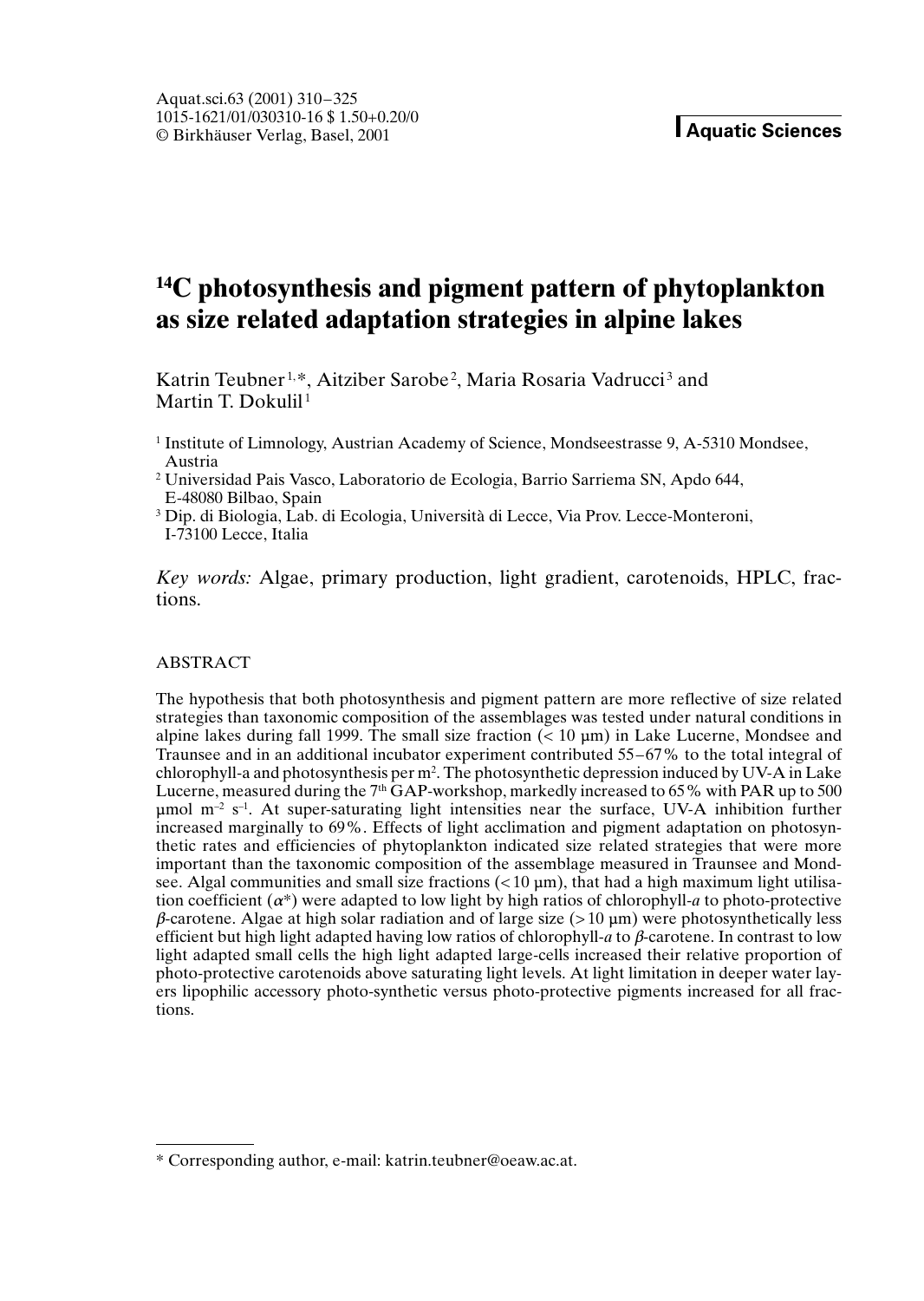# $^{14}C$ photosynthesis and pigment pattern of phytoplankton as size related adaptation strategies in alpine lakes

Katrin Teubner[1,*], Aitziber Sarobe[2], Maria Rosaria Vadrucci[3] and Martin T. Dokulil[1]

[1] Institute of Limnology, Austrian Academy of Science, Mondseestrasse 9, A-5310 Mondsee, Austria

[2] Universidad Pais Vasco, Laboratorio de Ecologia, Barrio Sarriema SN, Apdo 644, E-48080 Bilbao, Spain

[3] Dip. di Biologia, Lab. di Ecologia, Università di Lecce, Via Prov. Lecce-Monteroni, I-73100 Lecce, Italia

*Key words:* Algae, primary production, light gradient, carotenoids, HPLC, fractions.

## ABSTRACT

The hypothesis that both photosynthesis and pigment pattern are more reflective of size related strategies than taxonomic composition of the assemblages was tested under natural conditions in alpine lakes during fall 1999. The small size fraction (< 10 µm) in Lake Lucerne, Mondsee and Traunsee and in an additional incubator experiment contributed 55–67% to the total integral of chlorophyll-a and photosynthesis per $m^2$. The photosynthetic depression induced by UV-A in Lake Lucerne, measured during the 7[th] GAP-workshop, markedly increased to 65% with PAR up to 500 µmol $m^{-2}$ $s^{-1}$. At super-saturating light intensities near the surface, UV-A inhibition further increased marginally to 69%. Effects of light acclimation and pigment adaptation on photosynthetic rates and efficiencies of phytoplankton indicated size related strategies that were more important than the taxonomic composition of the assemblage measured in Traunsee and Mondsee. Algal communities and small size fractions (< 10 µm), that had a high maximum light utilisation coefficient ($\alpha^*$) were adapted to low light by high ratios of chlorophyll-*a* to photo-protective *β*-carotene. Algae at high solar radiation and of large size (> 10 µm) were photosynthetically less efficient but high light adapted having low ratios of chlorophyll-*a* to *β*-carotene. In contrast to low light adapted small cells the high light adapted large-cells increased their relative proportion of photo-protective carotenoids above saturating light levels. At light limitation in deeper water layers lipophilic accessory photo-synthetic versus photo-protective pigments increased for all fractions.

---

\* Corresponding author, e-mail: katrin.teubner@oeaw.ac.at.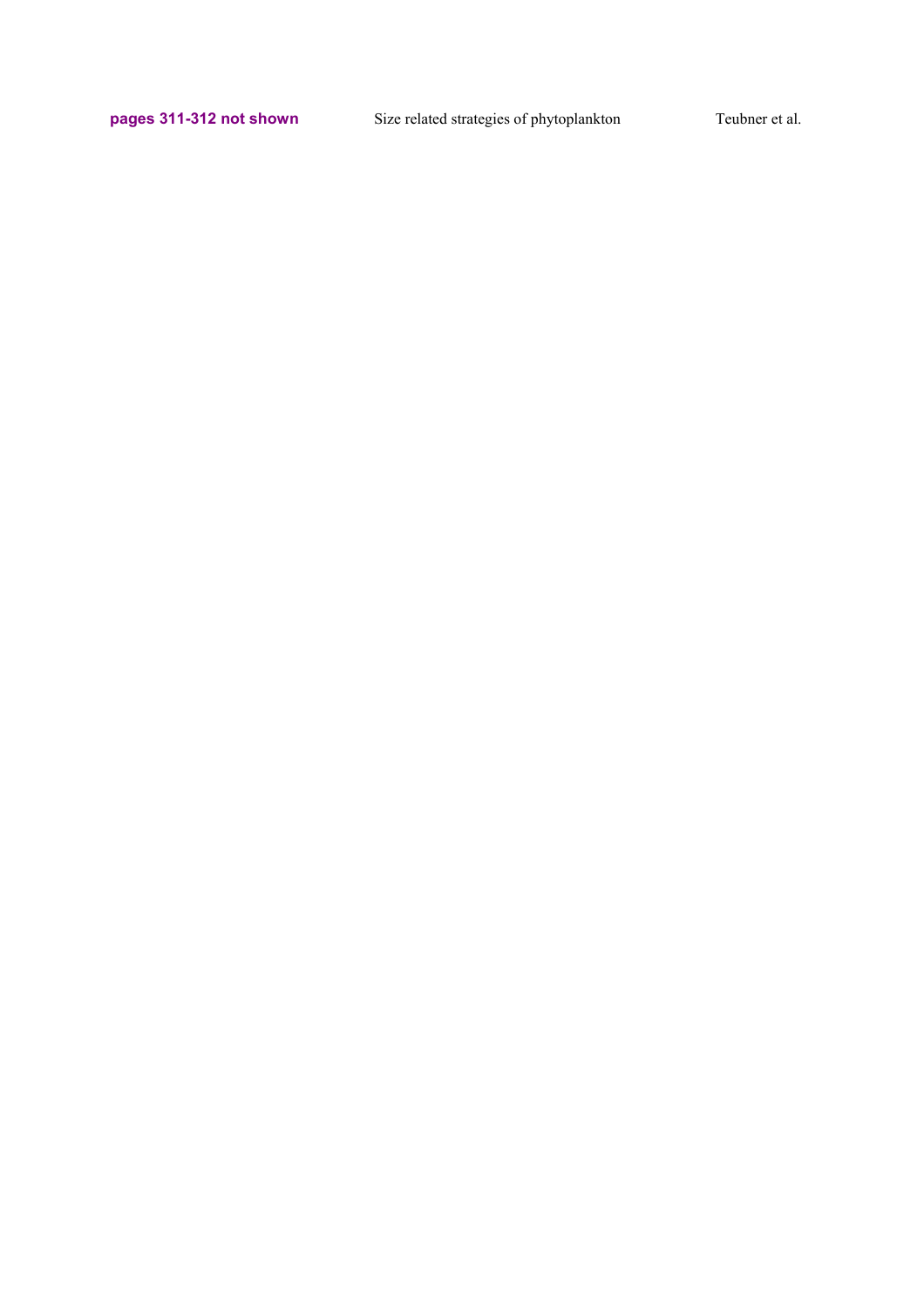**pages 311-312 not shown**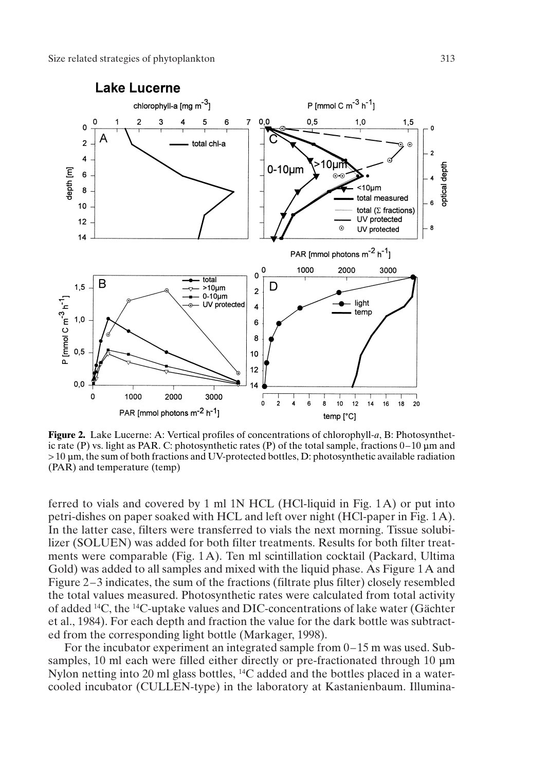**Figure 2.** Lake Lucerne: A: Vertical profiles of concentrations of chlorophyll-*a*, B: Photosynthetic rate (P) vs. light as PAR. C: photosynthetic rates (P) of the total sample, fractions 0–10 µm and > 10 µm, the sum of both fractions and UV-protected bottles, D: photosynthetic available radiation (PAR) and temperature (temp)

ferred to vials and covered by 1 ml 1N HCL (HCl-liquid in Fig. 1 A) or put into petri-dishes on paper soaked with HCL and left over night (HCl-paper in Fig. 1 A). In the latter case, filters were transferred to vials the next morning. Tissue solubilizer (SOLUEN) was added for both filter treatments. Results for both filter treatments were comparable (Fig. 1 A). Ten ml scintillation cocktail (Packard, Ultima Gold) was added to all samples and mixed with the liquid phase. As Figure 1 A and Figure 2–3 indicates, the sum of the fractions (filtrate plus filter) closely resembled the total values measured. Photosynthetic rates were calculated from total activity of added $^{14}C$, the $^{14}C$-uptake values and DIC-concentrations of lake water (Gächter et al., 1984). For each depth and fraction the value for the dark bottle was subtracted from the corresponding light bottle (Markager, 1998).

For the incubator experiment an integrated sample from 0–15 m was used. Subsamples, 10 ml each were filled either directly or pre-fractionated through 10 µm Nylon netting into 20 ml glass bottles, $^{14}C$ added and the bottles placed in a water-cooled incubator (CULLEN-type) in the laboratory at Kastanienbaum. Illumina-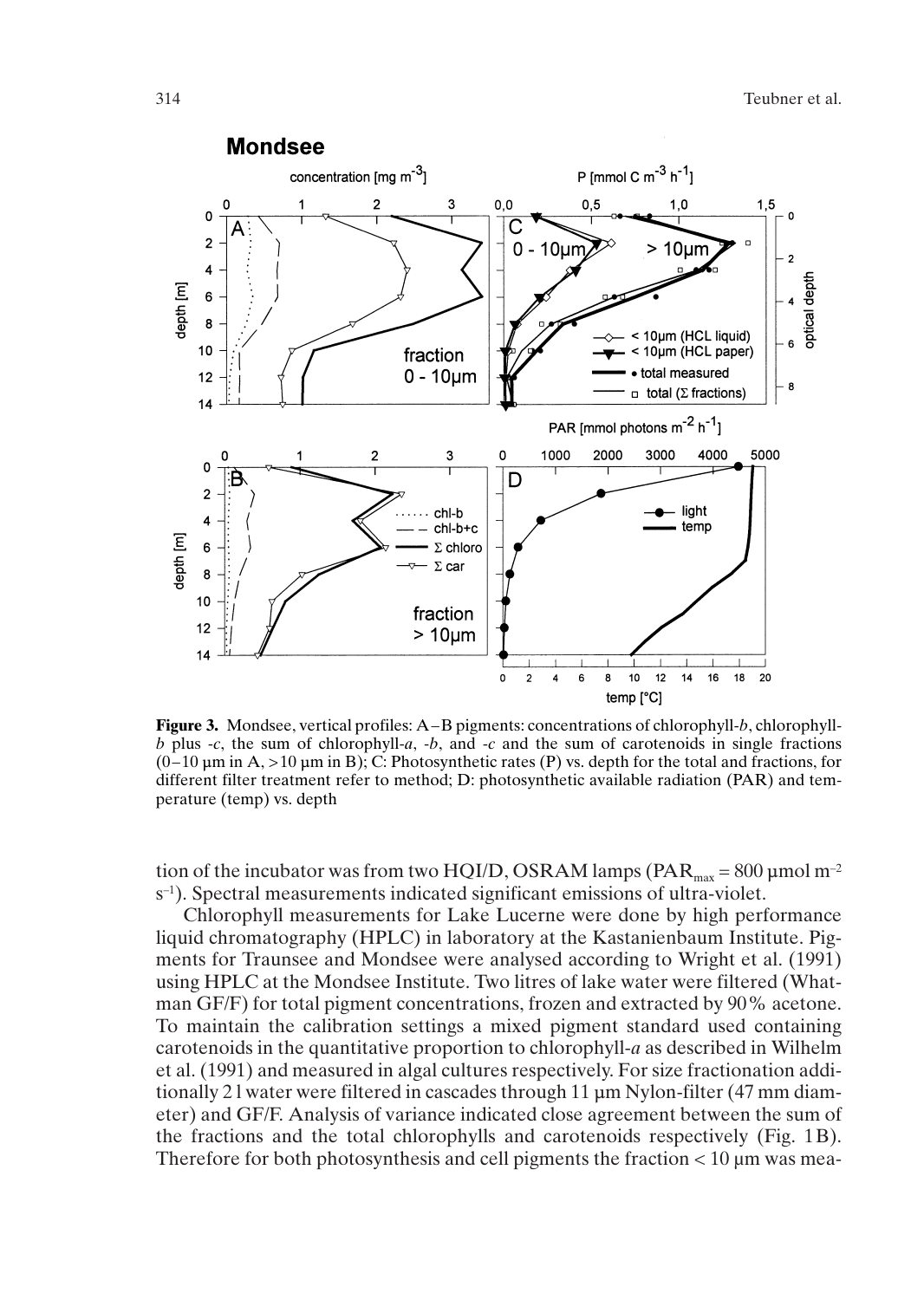**Figure 3.** Mondsee, vertical profiles: A–B pigments: concentrations of chlorophyll-*b*, chlorophyll-*b* plus -*c*, the sum of chlorophyll-*a*, -*b*, and -*c* and the sum of carotenoids in single fractions (0–10 µm in A, >10 µm in B); C: Photosynthetic rates (P) vs. depth for the total and fractions, for different filter treatment refer to method; D: photosynthetic available radiation (PAR) and temperature (temp) vs. depth

tion of the incubator was from two HQI/D, OSRAM lamps ($PAR_{max}$ = 800 µmol $m^{-2}$ $s^{-1}$). Spectral measurements indicated significant emissions of ultra-violet.

Chlorophyll measurements for Lake Lucerne were done by high performance liquid chromatography (HPLC) in laboratory at the Kastanienbaum Institute. Pigments for Traunsee and Mondsee were analysed according to Wright et al. (1991) using HPLC at the Mondsee Institute. Two litres of lake water were filtered (Whatman GF/F) for total pigment concentrations, frozen and extracted by 90% acetone. To maintain the calibration settings a mixed pigment standard used containing carotenoids in the quantitative proportion to chlorophyll-*a* as described in Wilhelm et al. (1991) and measured in algal cultures respectively. For size fractionation additionally 2 l water were filtered in cascades through 11 µm Nylon-filter (47 mm diameter) and GF/F. Analysis of variance indicated close agreement between the sum of the fractions and the total chlorophylls and carotenoids respectively (Fig. 1B). Therefore for both photosynthesis and cell pigments the fraction < 10 µm was mea-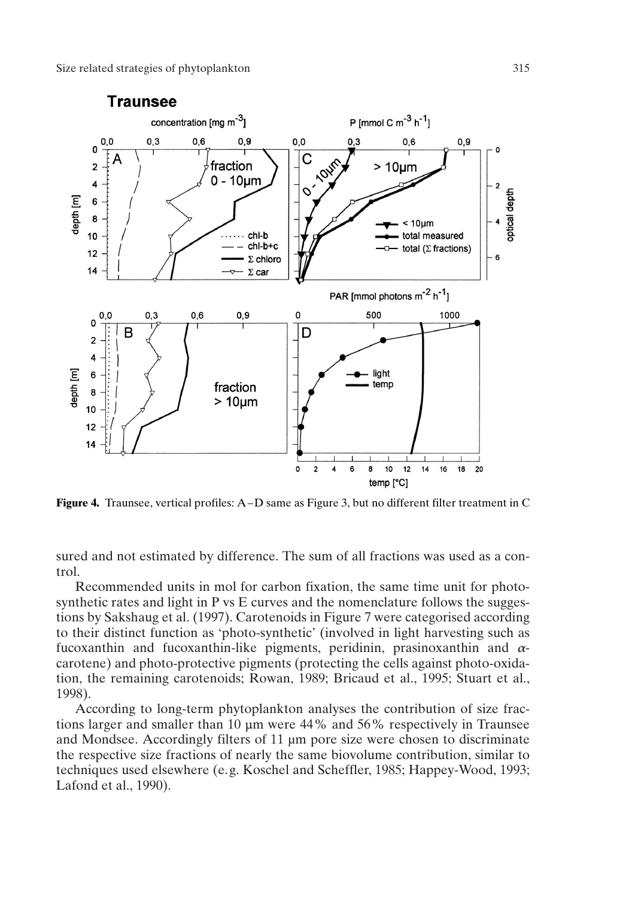**Figure 4.** Traunsee, vertical profiles: A–D same as Figure 3, but no different filter treatment in C

sured and not estimated by difference. The sum of all fractions was used as a control.

Recommended units in mol for carbon fixation, the same time unit for photosynthetic rates and light in P vs E curves and the nomenclature follows the suggestions by Sakshaug et al. (1997). Carotenoids in Figure 7 were categorised according to their distinct function as 'photo-synthetic' (involved in light harvesting such as fucoxanthin and fucoxanthin-like pigments, peridinin, prasinoxanthin and $\alpha$-carotene) and photo-protective pigments (protecting the cells against photo-oxidation, the remaining carotenoids; Rowan, 1989; Bricaud et al., 1995; Stuart et al., 1998).

According to long-term phytoplankton analyses the contribution of size fractions larger and smaller than 10 µm were 44% and 56% respectively in Traunsee and Mondsee. Accordingly filters of 11 µm pore size were chosen to discriminate the respective size fractions of nearly the same biovolume contribution, similar to techniques used elsewhere (e.g. Koschel and Scheffler, 1985; Happey-Wood, 1993; Lafond et al., 1990).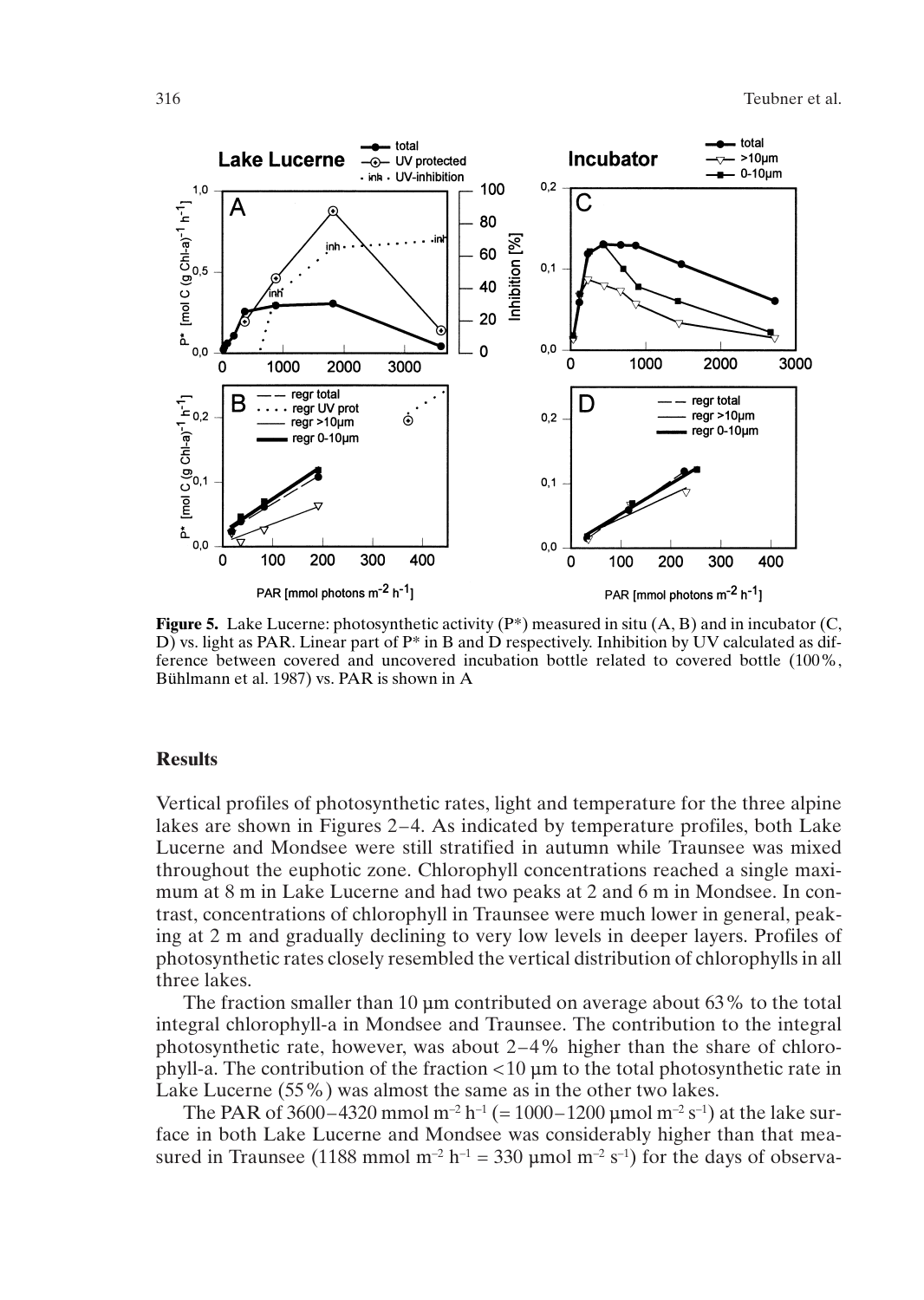**Figure 5.** Lake Lucerne: photosynthetic activity (P*) measured in situ (A, B) and in incubator (C, D) vs. light as PAR. Linear part of P* in B and D respectively. Inhibition by UV calculated as difference between covered and uncovered incubation bottle related to covered bottle (100%, Bühlmann et al. 1987) vs. PAR is shown in A

## Results

Vertical profiles of photosynthetic rates, light and temperature for the three alpine lakes are shown in Figures 2–4. As indicated by temperature profiles, both Lake Lucerne and Mondsee were still stratified in autumn while Traunsee was mixed throughout the euphotic zone. Chlorophyll concentrations reached a single maximum at 8 m in Lake Lucerne and had two peaks at 2 and 6 m in Mondsee. In contrast, concentrations of chlorophyll in Traunsee were much lower in general, peaking at 2 m and gradually declining to very low levels in deeper layers. Profiles of photosynthetic rates closely resembled the vertical distribution of chlorophylls in all three lakes.

The fraction smaller than 10 µm contributed on average about 63% to the total integral chlorophyll-a in Mondsee and Traunsee. The contribution to the integral photosynthetic rate, however, was about 2–4% higher than the share of chlorophyll-a. The contribution of the fraction <10 µm to the total photosynthetic rate in Lake Lucerne (55%) was almost the same as in the other two lakes.

The PAR of 3600–4320 mmol $m^{-2}$ $h^{-1}$ (= 1000–1200 µmol $m^{-2}$ $s^{-1}$) at the lake surface in both Lake Lucerne and Mondsee was considerably higher than that measured in Traunsee (1188 mmol $m^{-2}$ $h^{-1}$ = 330 µmol $m^{-2}$ $s^{-1}$) for the days of observa-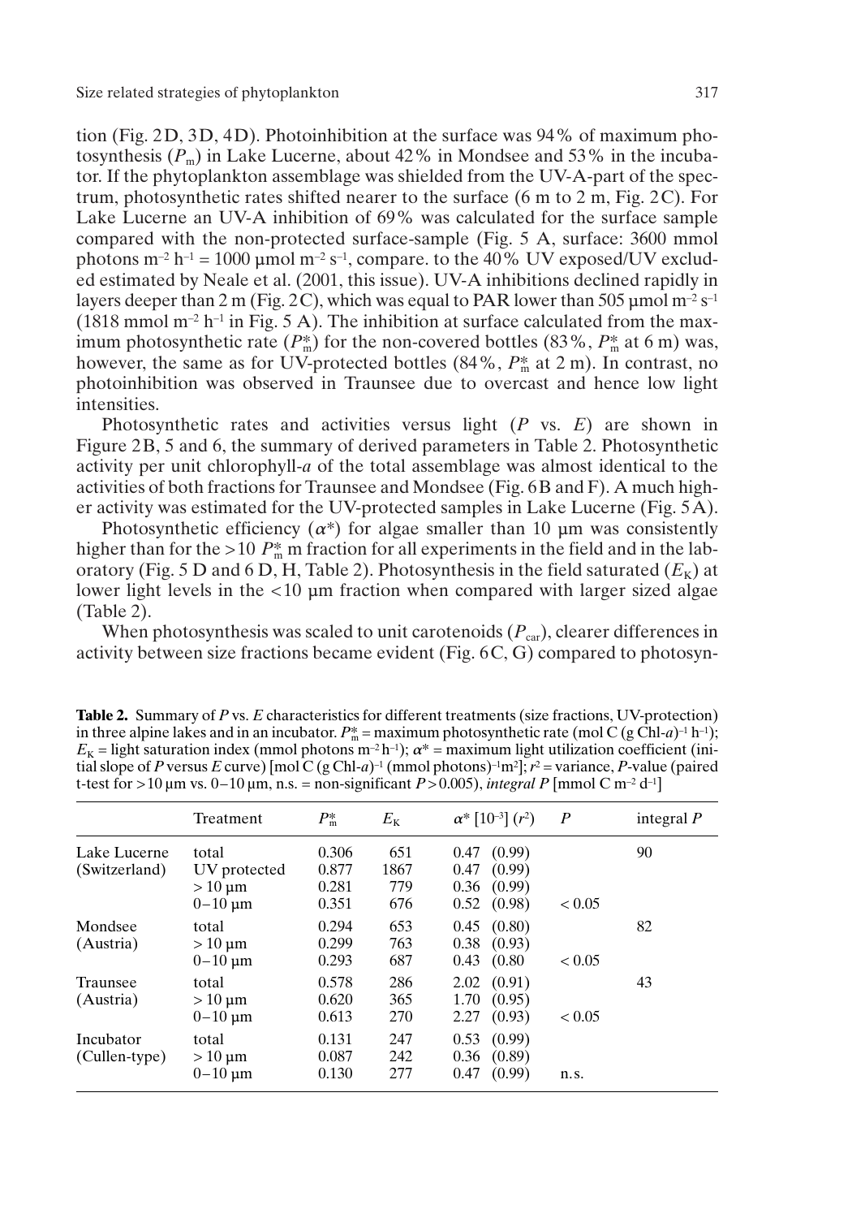tion (Fig. 2D, 3D, 4D). Photoinhibition at the surface was 94% of maximum photosynthesis ($P_m$) in Lake Lucerne, about 42% in Mondsee and 53% in the incubator. If the phytoplankton assemblage was shielded from the UV-A-part of the spectrum, photosynthetic rates shifted nearer to the surface (6 m to 2 m, Fig. 2C). For Lake Lucerne an UV-A inhibition of 69% was calculated for the surface sample compared with the non-protected surface-sample (Fig. 5 A, surface: 3600 mmol photons $m^{-2}$ $h^{-1}$ = 1000 µmol $m^{-2}$ $s^{-1}$, compare. to the 40% UV exposed/UV excluded estimated by Neale et al. (2001, this issue). UV-A inhibitions declined rapidly in layers deeper than 2 m (Fig. 2C), which was equal to PAR lower than 505 µmol $m^{-2}$ $s^{-1}$ (1818 mmol $m^{-2}$ $h^{-1}$ in Fig. 5 A). The inhibition at surface calculated from the maximum photosynthetic rate ($P^*_m$) for the non-covered bottles (83%, $P^*_m$ at 6 m) was, however, the same as for UV-protected bottles (84%, $P^*_m$ at 2 m). In contrast, no photoinhibition was observed in Traunsee due to overcast and hence low light intensities.

Photosynthetic rates and activities versus light (*P* vs. *E*) are shown in Figure 2B, 5 and 6, the summary of derived parameters in Table 2. Photosynthetic activity per unit chlorophyll-*a* of the total assemblage was almost identical to the activities of both fractions for Traunsee and Mondsee (Fig. 6B and F). A much higher activity was estimated for the UV-protected samples in Lake Lucerne (Fig. 5A).

Photosynthetic efficiency ($\alpha^*$) for algae smaller than 10 µm was consistently higher than for the >10 $P^*_m$ m fraction for all experiments in the field and in the laboratory (Fig. 5 D and 6 D, H, Table 2). Photosynthesis in the field saturated ($E_K$) at lower light levels in the <10 µm fraction when compared with larger sized algae (Table 2).

When photosynthesis was scaled to unit carotenoids ($P_{car}$), clearer differences in activity between size fractions became evident (Fig. 6C, G) compared to photosyn-

**Table 2.** Summary of *P* vs. *E* characteristics for different treatments (size fractions, UV-protection) in three alpine lakes and in an incubator. $P^*_m$ = maximum photosynthetic rate (mol C (g Chl-*a*)$^{-1}$ $h^{-1}$); $E_K$ = light saturation index (mmol photons $m^{-2}$ $h^{-1}$); $\alpha^*$ = maximum light utilization coefficient (initial slope of *P* versus *E* curve) [mol C (g Chl-*a*)$^{-1}$ (mmol photons)$^{-1}$$m^2$]; $r^2$ = variance, *P*-value (paired t-test for >10 µm vs. 0–10 µm, n.s. = non-significant $P > 0.005$), *integral P* [mmol C $m^{-2}$ $d^{-1}$]

| | Treatment | $P^*_m$ | $E_K$ | $\alpha^*$ [$10^{-3}$] ($r^2$) | *P* | integral *P* |
|---|---|---|---|---|---|---|
| Lake Lucerne (Switzerland) | total | 0.306 | 651 | 0.47 (0.99) | | 90 |
| | UV protected | 0.877 | 1867 | 0.47 (0.99) | | |
| | > 10 µm | 0.281 | 779 | 0.36 (0.99) | | |
| | 0–10 µm | 0.351 | 676 | 0.52 (0.98) | < 0.05 | |
| Mondsee (Austria) | total | 0.294 | 653 | 0.45 (0.80) | | 82 |
| | > 10 µm | 0.299 | 763 | 0.38 (0.93) | | |
| | 0–10 µm | 0.293 | 687 | 0.43 (0.80 | < 0.05 | |
| Traunsee (Austria) | total | 0.578 | 286 | 2.02 (0.91) | | 43 |
| | > 10 µm | 0.620 | 365 | 1.70 (0.95) | | |
| | 0–10 µm | 0.613 | 270 | 2.27 (0.93) | < 0.05 | |
| Incubator (Cullen-type) | total | 0.131 | 247 | 0.53 (0.99) | | |
| | > 10 µm | 0.087 | 242 | 0.36 (0.89) | | |
| | 0–10 µm | 0.130 | 277 | 0.47 (0.99) | n.s. | |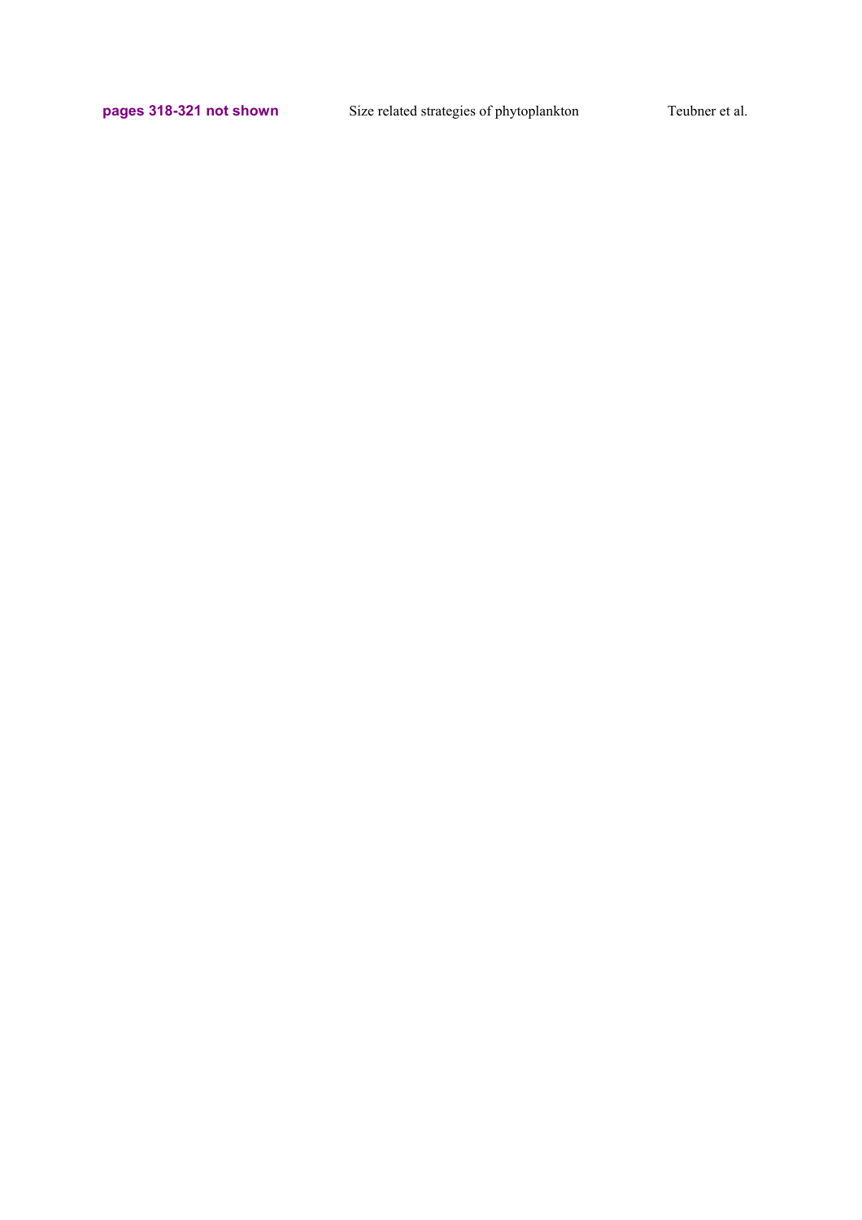pages 318-321 not shown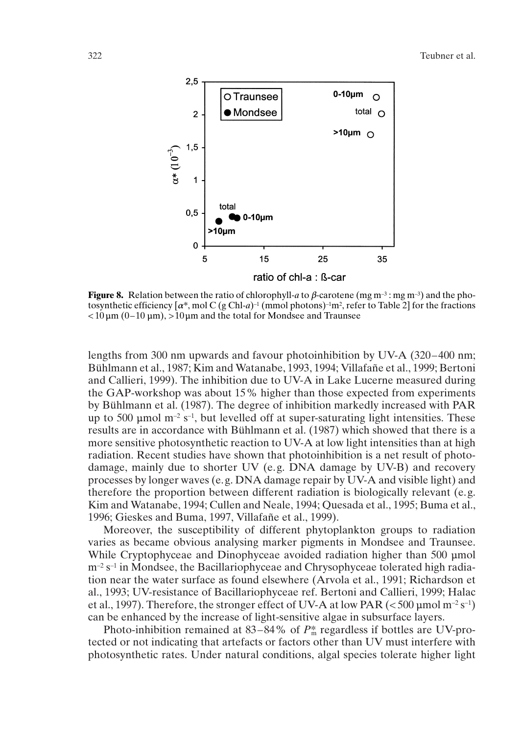**Figure 8.** Relation between the ratio of chlorophyll-*a* to *β*-carotene (mg m$^{-3}$ : mg m$^{-3}$) and the photosynthetic efficiency [$\alpha^*$, mol C (g Chl-*a*)$^{-1}$ (mmol photons)$^{-1}$m$^2$, refer to Table 2] for the fractions < 10 µm (0–10 µm), > 10 µm and the total for Mondsee and Traunsee

lengths from 300 nm upwards and favour photoinhibition by UV-A (320–400 nm; Bühlmann et al., 1987; Kim and Watanabe, 1993, 1994; Villafañe et al., 1999; Bertoni and Callieri, 1999). The inhibition due to UV-A in Lake Lucerne measured during the GAP-workshop was about 15% higher than those expected from experiments by Bühlmann et al. (1987). The degree of inhibition markedly increased with PAR up to 500 µmol m$^{-2}$ s$^{-1}$, but levelled off at super-saturating light intensities. These results are in accordance with Bühlmann et al. (1987) which showed that there is a more sensitive photosynthetic reaction to UV-A at low light intensities than at high radiation. Recent studies have shown that photoinhibition is a net result of photodamage, mainly due to shorter UV (e.g. DNA damage by UV-B) and recovery processes by longer waves (e.g. DNA damage repair by UV-A and visible light) and therefore the proportion between different radiation is biologically relevant (e.g. Kim and Watanabe, 1994; Cullen and Neale, 1994; Quesada et al., 1995; Buma et al., 1996; Gieskes and Buma, 1997, Villafañe et al., 1999).

Moreover, the susceptibility of different phytoplankton groups to radiation varies as became obvious analysing marker pigments in Mondsee and Traunsee. While Cryptophyceae and Dinophyceae avoided radiation higher than 500 µmol m$^{-2}$ s$^{-1}$ in Mondsee, the Bacillariophyceae and Chrysophyceae tolerated high radiation near the water surface as found elsewhere (Arvola et al., 1991; Richardson et al., 1993; UV-resistance of Bacillariophyceae ref. Bertoni and Callieri, 1999; Halac et al., 1997). Therefore, the stronger effect of UV-A at low PAR (< 500 µmol m$^{-2}$ s$^{-1}$) can be enhanced by the increase of light-sensitive algae in subsurface layers.

Photo-inhibition remained at 83–84% of $P_m^*$ regardless if bottles are UV-protected or not indicating that artefacts or factors other than UV must interfere with photosynthetic rates. Under natural conditions, algal species tolerate higher light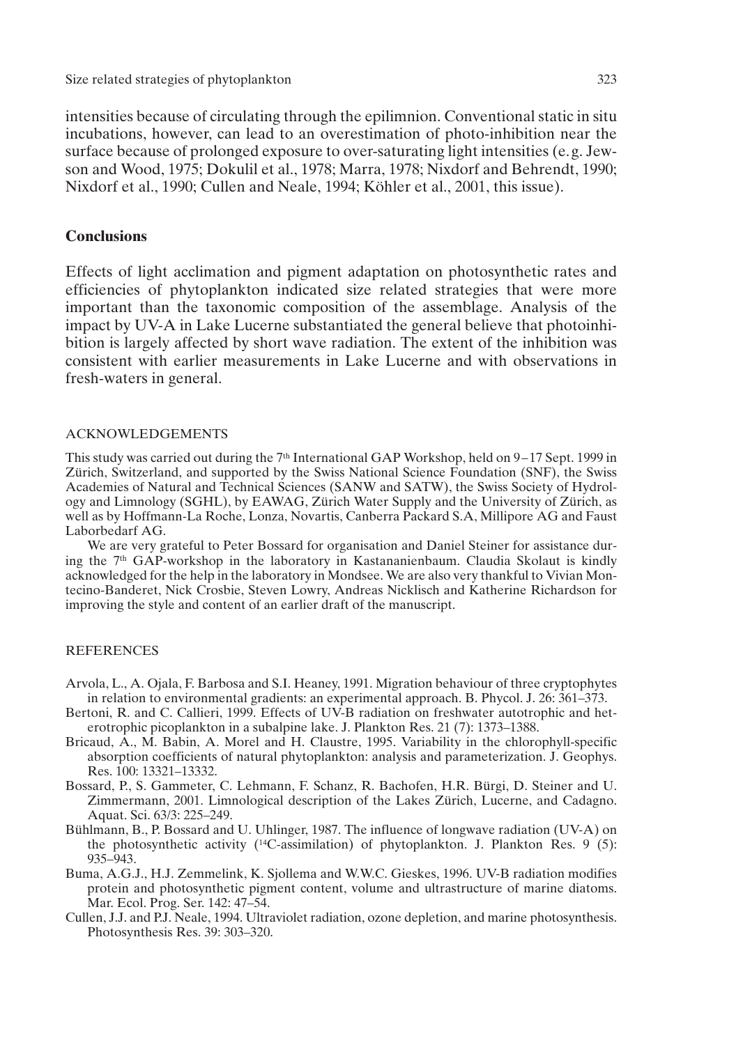intensities because of circulating through the epilimnion. Conventional static in situ incubations, however, can lead to an overestimation of photo-inhibition near the surface because of prolonged exposure to over-saturating light intensities (e.g. Jewson and Wood, 1975; Dokulil et al., 1978; Marra, 1978; Nixdorf and Behrendt, 1990; Nixdorf et al., 1990; Cullen and Neale, 1994; Köhler et al., 2001, this issue).

## Conclusions

Effects of light acclimation and pigment adaptation on photosynthetic rates and efficiencies of phytoplankton indicated size related strategies that were more important than the taxonomic composition of the assemblage. Analysis of the impact by UV-A in Lake Lucerne substantiated the general believe that photoinhibition is largely affected by short wave radiation. The extent of the inhibition was consistent with earlier measurements in Lake Lucerne and with observations in fresh-waters in general.

### ACKNOWLEDGEMENTS

This study was carried out during the 7th International GAP Workshop, held on 9–17 Sept. 1999 in Zürich, Switzerland, and supported by the Swiss National Science Foundation (SNF), the Swiss Academies of Natural and Technical Sciences (SANW and SATW), the Swiss Society of Hydrology and Limnology (SGHL), by EAWAG, Zürich Water Supply and the University of Zürich, as well as by Hoffmann-La Roche, Lonza, Novartis, Canberra Packard S.A, Millipore AG and Faust Laborbedarf AG.

We are very grateful to Peter Bossard for organisation and Daniel Steiner for assistance during the 7th GAP-workshop in the laboratory in Kastananienbaum. Claudia Skolaut is kindly acknowledged for the help in the laboratory in Mondsee. We are also very thankful to Vivian Montecino-Banderet, Nick Crosbie, Steven Lowry, Andreas Nicklisch and Katherine Richardson for improving the style and content of an earlier draft of the manuscript.

### REFERENCES

Arvola, L., A. Ojala, F. Barbosa and S.I. Heaney, 1991. Migration behaviour of three cryptophytes in relation to environmental gradients: an experimental approach. B. Phycol. J. 26: 361–373.

Bertoni, R. and C. Callieri, 1999. Effects of UV-B radiation on freshwater autotrophic and heterotrophic picoplankton in a subalpine lake. J. Plankton Res. 21 (7): 1373–1388.

Bricaud, A., M. Babin, A. Morel and H. Claustre, 1995. Variability in the chlorophyll-specific absorption coefficients of natural phytoplankton: analysis and parameterization. J. Geophys. Res. 100: 13321–13332.

Bossard, P., S. Gammeter, C. Lehmann, F. Schanz, R. Bachofen, H.R. Bürgi, D. Steiner and U. Zimmermann, 2001. Limnological description of the Lakes Zürich, Lucerne, and Cadagno. Aquat. Sci. 63/3: 225–249.

Bühlmann, B., P. Bossard and U. Uhlinger, 1987. The influence of longwave radiation (UV-A) on the photosynthetic activity ($^{14}C$-assimilation) of phytoplankton. J. Plankton Res. 9 (5): 935–943.

Buma, A.G.J., H.J. Zemmelink, K. Sjollema and W.W.C. Gieskes, 1996. UV-B radiation modifies protein and photosynthetic pigment content, volume and ultrastructure of marine diatoms. Mar. Ecol. Prog. Ser. 142: 47–54.

Cullen, J.J. and P.J. Neale, 1994. Ultraviolet radiation, ozone depletion, and marine photosynthesis. Photosynthesis Res. 39: 303–320.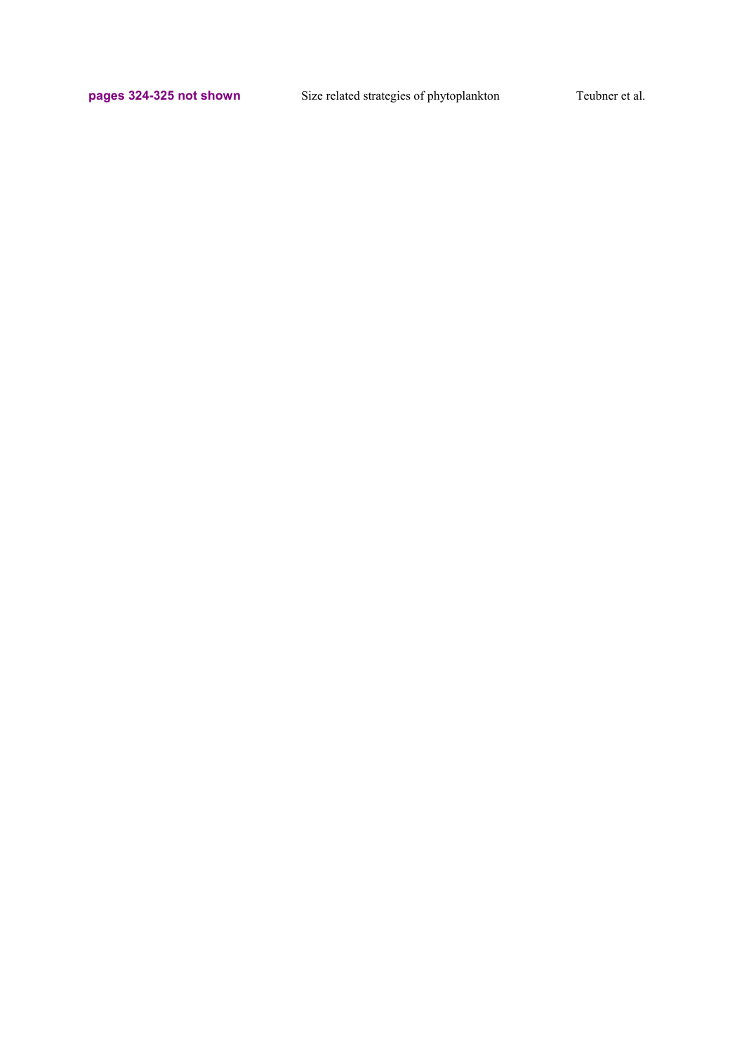**pages 324-325 not shown**